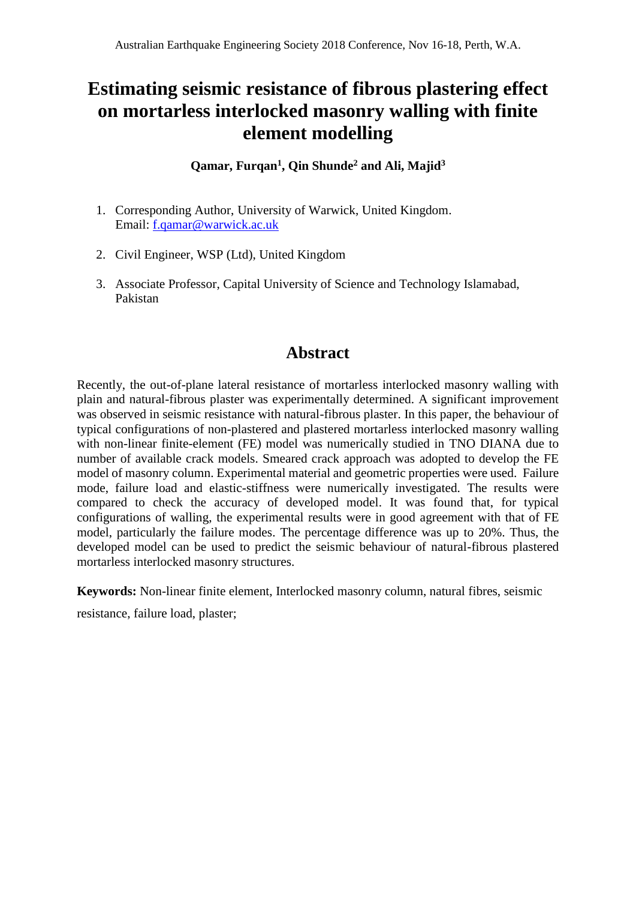# Estimating seismic resistance of fibrous plastering effect on mortarless interlocked masonry walling with finite element modelling

**Qamar, Furqan[1], Qin Shunde[2] and Ali, Majid[3]**

1. Corresponding Author, University of Warwick, United Kingdom.
   Email: f.qamar@warwick.ac.uk

2. Civil Engineer, WSP (Ltd), United Kingdom

3. Associate Professor, Capital University of Science and Technology Islamabad, Pakistan

## Abstract

Recently, the out-of-plane lateral resistance of mortarless interlocked masonry walling with plain and natural-fibrous plaster was experimentally determined. A significant improvement was observed in seismic resistance with natural-fibrous plaster. In this paper, the behaviour of typical configurations of non-plastered and plastered mortarless interlocked masonry walling with non-linear finite-element (FE) model was numerically studied in TNO DIANA due to number of available crack models. Smeared crack approach was adopted to develop the FE model of masonry column. Experimental material and geometric properties were used. Failure mode, failure load and elastic-stiffness were numerically investigated. The results were compared to check the accuracy of developed model. It was found that, for typical configurations of walling, the experimental results were in good agreement with that of FE model, particularly the failure modes. The percentage difference was up to 20%. Thus, the developed model can be used to predict the seismic behaviour of natural-fibrous plastered mortarless interlocked masonry structures.

**Keywords:** Non-linear finite element, Interlocked masonry column, natural fibres, seismic resistance, failure load, plaster;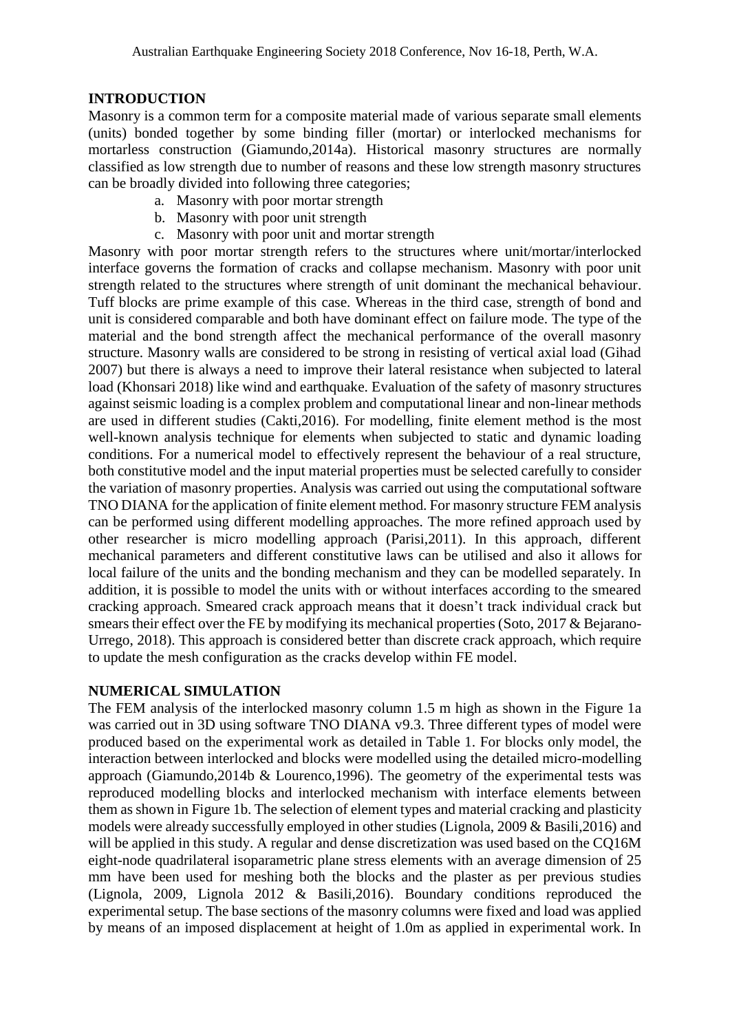## INTRODUCTION

Masonry is a common term for a composite material made of various separate small elements (units) bonded together by some binding filler (mortar) or interlocked mechanisms for mortarless construction (Giamundo,2014a). Historical masonry structures are normally classified as low strength due to number of reasons and these low strength masonry structures can be broadly divided into following three categories;

a. Masonry with poor mortar strength
b. Masonry with poor unit strength
c. Masonry with poor unit and mortar strength

Masonry with poor mortar strength refers to the structures where unit/mortar/interlocked interface governs the formation of cracks and collapse mechanism. Masonry with poor unit strength related to the structures where strength of unit dominant the mechanical behaviour. Tuff blocks are prime example of this case. Whereas in the third case, strength of bond and unit is considered comparable and both have dominant effect on failure mode. The type of the material and the bond strength affect the mechanical performance of the overall masonry structure. Masonry walls are considered to be strong in resisting of vertical axial load (Gihad 2007) but there is always a need to improve their lateral resistance when subjected to lateral load (Khonsari 2018) like wind and earthquake. Evaluation of the safety of masonry structures against seismic loading is a complex problem and computational linear and non-linear methods are used in different studies (Cakti,2016). For modelling, finite element method is the most well-known analysis technique for elements when subjected to static and dynamic loading conditions. For a numerical model to effectively represent the behaviour of a real structure, both constitutive model and the input material properties must be selected carefully to consider the variation of masonry properties. Analysis was carried out using the computational software TNO DIANA for the application of finite element method. For masonry structure FEM analysis can be performed using different modelling approaches. The more refined approach used by other researcher is micro modelling approach (Parisi,2011). In this approach, different mechanical parameters and different constitutive laws can be utilised and also it allows for local failure of the units and the bonding mechanism and they can be modelled separately. In addition, it is possible to model the units with or without interfaces according to the smeared cracking approach. Smeared crack approach means that it doesn't track individual crack but smears their effect over the FE by modifying its mechanical properties (Soto, 2017 & Bejarano-Urrego, 2018). This approach is considered better than discrete crack approach, which require to update the mesh configuration as the cracks develop within FE model.

## NUMERICAL SIMULATION

The FEM analysis of the interlocked masonry column 1.5 m high as shown in the Figure 1a was carried out in 3D using software TNO DIANA v9.3. Three different types of model were produced based on the experimental work as detailed in Table 1. For blocks only model, the interaction between interlocked and blocks were modelled using the detailed micro-modelling approach (Giamundo,2014b & Lourenco,1996). The geometry of the experimental tests was reproduced modelling blocks and interlocked mechanism with interface elements between them as shown in Figure 1b. The selection of element types and material cracking and plasticity models were already successfully employed in other studies (Lignola, 2009 & Basili,2016) and will be applied in this study. A regular and dense discretization was used based on the CQ16M eight-node quadrilateral isoparametric plane stress elements with an average dimension of 25 mm have been used for meshing both the blocks and the plaster as per previous studies (Lignola, 2009, Lignola 2012 & Basili,2016). Boundary conditions reproduced the experimental setup. The base sections of the masonry columns were fixed and load was applied by means of an imposed displacement at height of 1.0m as applied in experimental work. In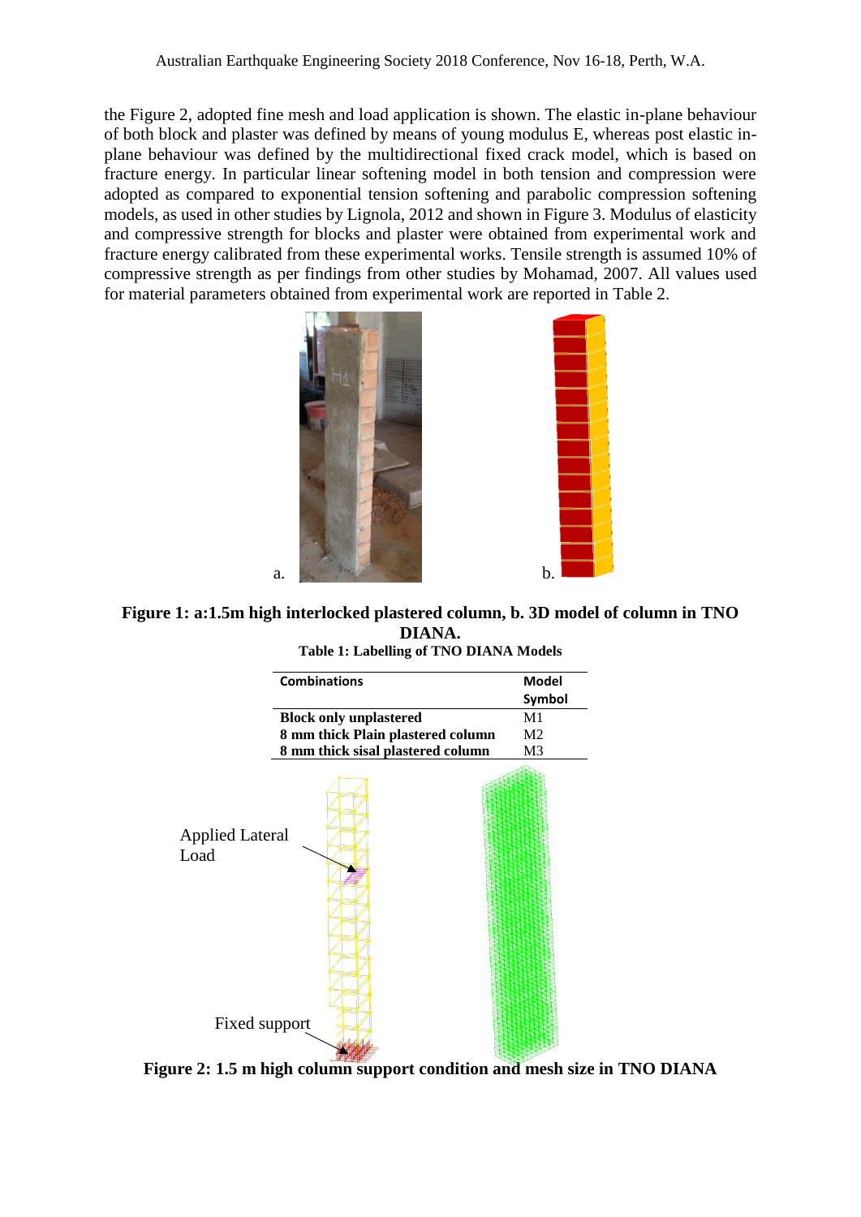the Figure 2, adopted fine mesh and load application is shown. The elastic in-plane behaviour of both block and plaster was defined by means of young modulus E, whereas post elastic in-plane behaviour was defined by the multidirectional fixed crack model, which is based on fracture energy. In particular linear softening model in both tension and compression were adopted as compared to exponential tension softening and parabolic compression softening models, as used in other studies by Lignola, 2012 and shown in Figure 3. Modulus of elasticity and compressive strength for blocks and plaster were obtained from experimental work and fracture energy calibrated from these experimental works. Tensile strength is assumed 10% of compressive strength as per findings from other studies by Mohamad, 2007. All values used for material parameters obtained from experimental work are reported in Table 2.

a. b.

**Figure 1: a:1.5m high interlocked plastered column, b. 3D model of column in TNO DIANA.**

**Table 1: Labelling of TNO DIANA Models**

| Combinations | Model Symbol |
|---|---|
| **Block only unplastered** | M1 |
| **8 mm thick Plain plastered column** | M2 |
| **8 mm thick sisal plastered column** | M3 |

Applied Lateral Load

Fixed support

**Figure 2: 1.5 m high column support condition and mesh size in TNO DIANA**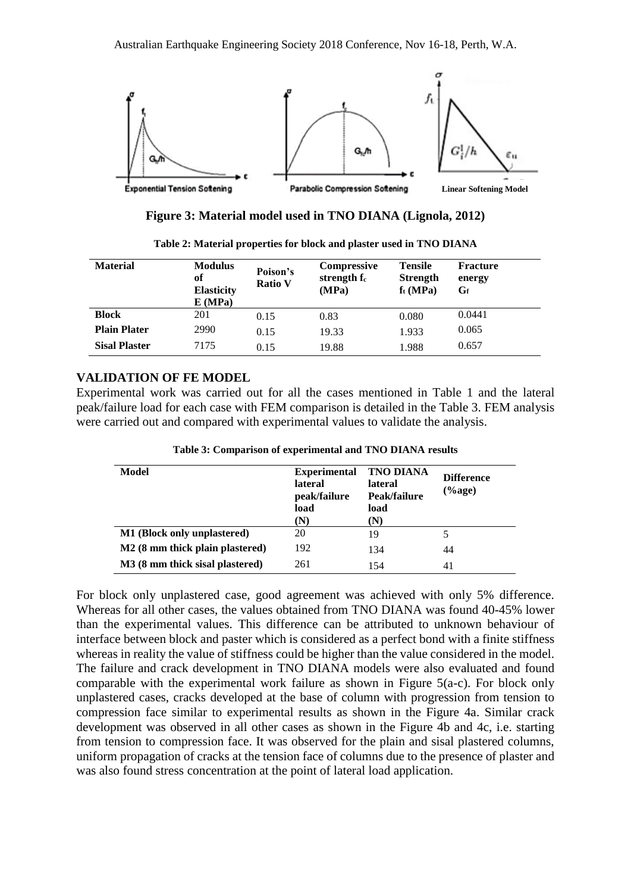**Figure 3: Material model used in TNO DIANA (Lignola, 2012)**

**Table 2: Material properties for block and plaster used in TNO DIANA**

| Material | Modulus of Elasticity E (MPa) | Poison's Ratio V | Compressive strength $f_c$ (MPa) | Tensile Strength $f_t$ (MPa) | Fracture energy $G_f$ |
|---|---|---|---|---|---|
| **Block** | 201 | 0.15 | 0.83 | 0.080 | 0.0441 |
| **Plain Plater** | 2990 | 0.15 | 19.33 | 1.933 | 0.065 |
| **Sisal Plaster** | 7175 | 0.15 | 19.88 | 1.988 | 0.657 |

## VALIDATION OF FE MODEL

Experimental work was carried out for all the cases mentioned in Table 1 and the lateral peak/failure load for each case with FEM comparison is detailed in the Table 3. FEM analysis were carried out and compared with experimental values to validate the analysis.

**Table 3: Comparison of experimental and TNO DIANA results**

| Model | Experimental lateral peak/failure load (N) | TNO DIANA lateral Peak/failure load (N) | Difference (%age) |
|---|---|---|---|
| **M1 (Block only unplastered)** | 20 | 19 | 5 |
| **M2 (8 mm thick plain plastered)** | 192 | 134 | 44 |
| **M3 (8 mm thick sisal plastered)** | 261 | 154 | 41 |

For block only unplastered case, good agreement was achieved with only 5% difference. Whereas for all other cases, the values obtained from TNO DIANA was found 40-45% lower than the experimental values. This difference can be attributed to unknown behaviour of interface between block and paster which is considered as a perfect bond with a finite stiffness whereas in reality the value of stiffness could be higher than the value considered in the model. The failure and crack development in TNO DIANA models were also evaluated and found comparable with the experimental work failure as shown in Figure 5(a-c). For block only unplastered cases, cracks developed at the base of column with progression from tension to compression face similar to experimental results as shown in the Figure 4a. Similar crack development was observed in all other cases as shown in the Figure 4b and 4c, i.e. starting from tension to compression face. It was observed for the plain and sisal plastered columns, uniform propagation of cracks at the tension face of columns due to the presence of plaster and was also found stress concentration at the point of lateral load application.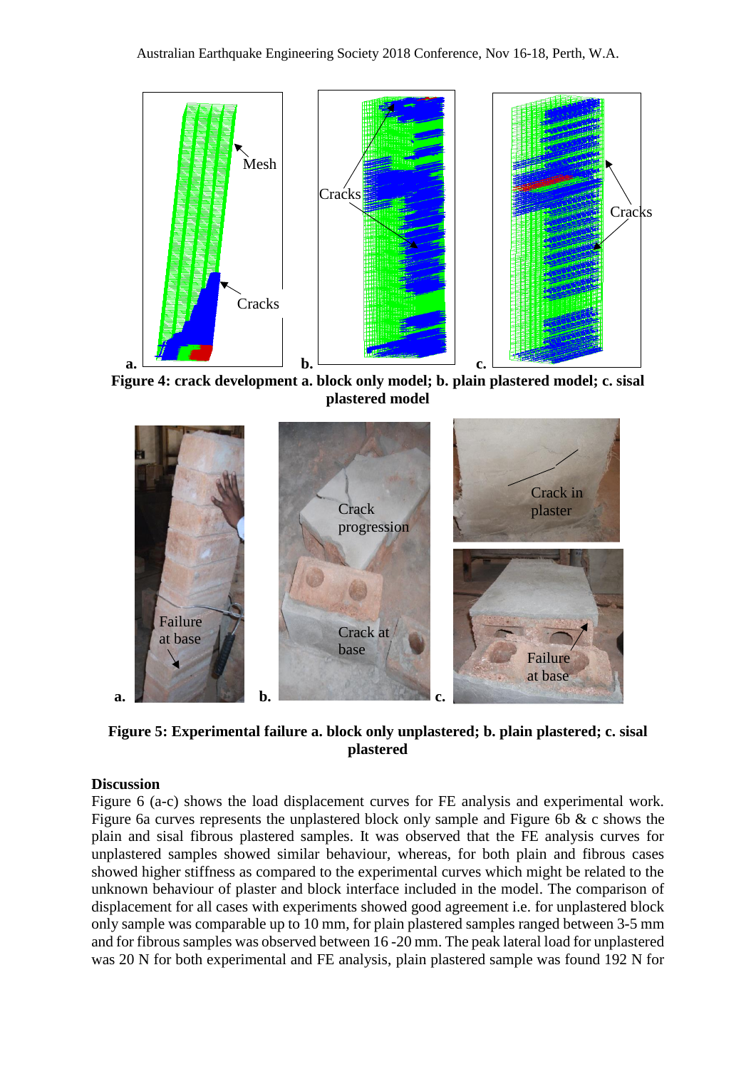**Figure 4: crack development a. block only model; b. plain plastered model; c. sisal plastered model**

**Figure 5: Experimental failure a. block only unplastered; b. plain plastered; c. sisal plastered**

## Discussion

Figure 6 (a-c) shows the load displacement curves for FE analysis and experimental work. Figure 6a curves represents the unplastered block only sample and Figure 6b & c shows the plain and sisal fibrous plastered samples. It was observed that the FE analysis curves for unplastered samples showed similar behaviour, whereas, for both plain and fibrous cases showed higher stiffness as compared to the experimental curves which might be related to the unknown behaviour of plaster and block interface included in the model. The comparison of displacement for all cases with experiments showed good agreement i.e. for unplastered block only sample was comparable up to 10 mm, for plain plastered samples ranged between 3-5 mm and for fibrous samples was observed between 16 -20 mm. The peak lateral load for unplastered was 20 N for both experimental and FE analysis, plain plastered sample was found 192 N for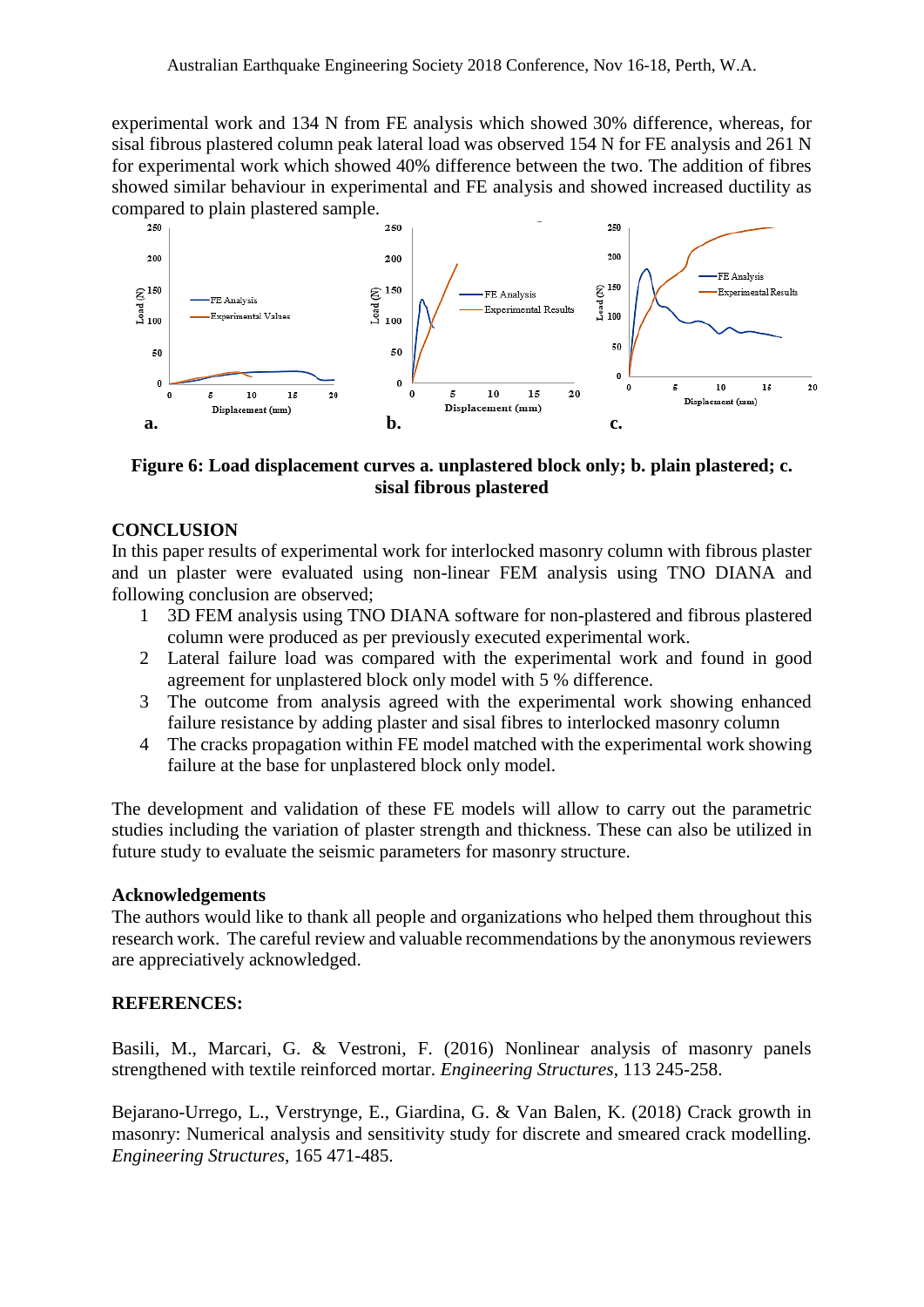experimental work and 134 N from FE analysis which showed 30% difference, whereas, for sisal fibrous plastered column peak lateral load was observed 154 N for FE analysis and 261 N for experimental work which showed 40% difference between the two. The addition of fibres showed similar behaviour in experimental and FE analysis and showed increased ductility as compared to plain plastered sample.

**Figure 6: Load displacement curves a. unplastered block only; b. plain plastered; c. sisal fibrous plastered**

## CONCLUSION

In this paper results of experimental work for interlocked masonry column with fibrous plaster and un plaster were evaluated using non-linear FEM analysis using TNO DIANA and following conclusion are observed;

1. 3D FEM analysis using TNO DIANA software for non-plastered and fibrous plastered column were produced as per previously executed experimental work.
2. Lateral failure load was compared with the experimental work and found in good agreement for unplastered block only model with 5 % difference.
3. The outcome from analysis agreed with the experimental work showing enhanced failure resistance by adding plaster and sisal fibres to interlocked masonry column
4. The cracks propagation within FE model matched with the experimental work showing failure at the base for unplastered block only model.

The development and validation of these FE models will allow to carry out the parametric studies including the variation of plaster strength and thickness. These can also be utilized in future study to evaluate the seismic parameters for masonry structure.

### Acknowledgements

The authors would like to thank all people and organizations who helped them throughout this research work. The careful review and valuable recommendations by the anonymous reviewers are appreciatively acknowledged.

## REFERENCES:

Basili, M., Marcari, G. & Vestroni, F. (2016) Nonlinear analysis of masonry panels strengthened with textile reinforced mortar. *Engineering Structures*, 113 245-258.

Bejarano-Urrego, L., Verstrynge, E., Giardina, G. & Van Balen, K. (2018) Crack growth in masonry: Numerical analysis and sensitivity study for discrete and smeared crack modelling. *Engineering Structures*, 165 471-485.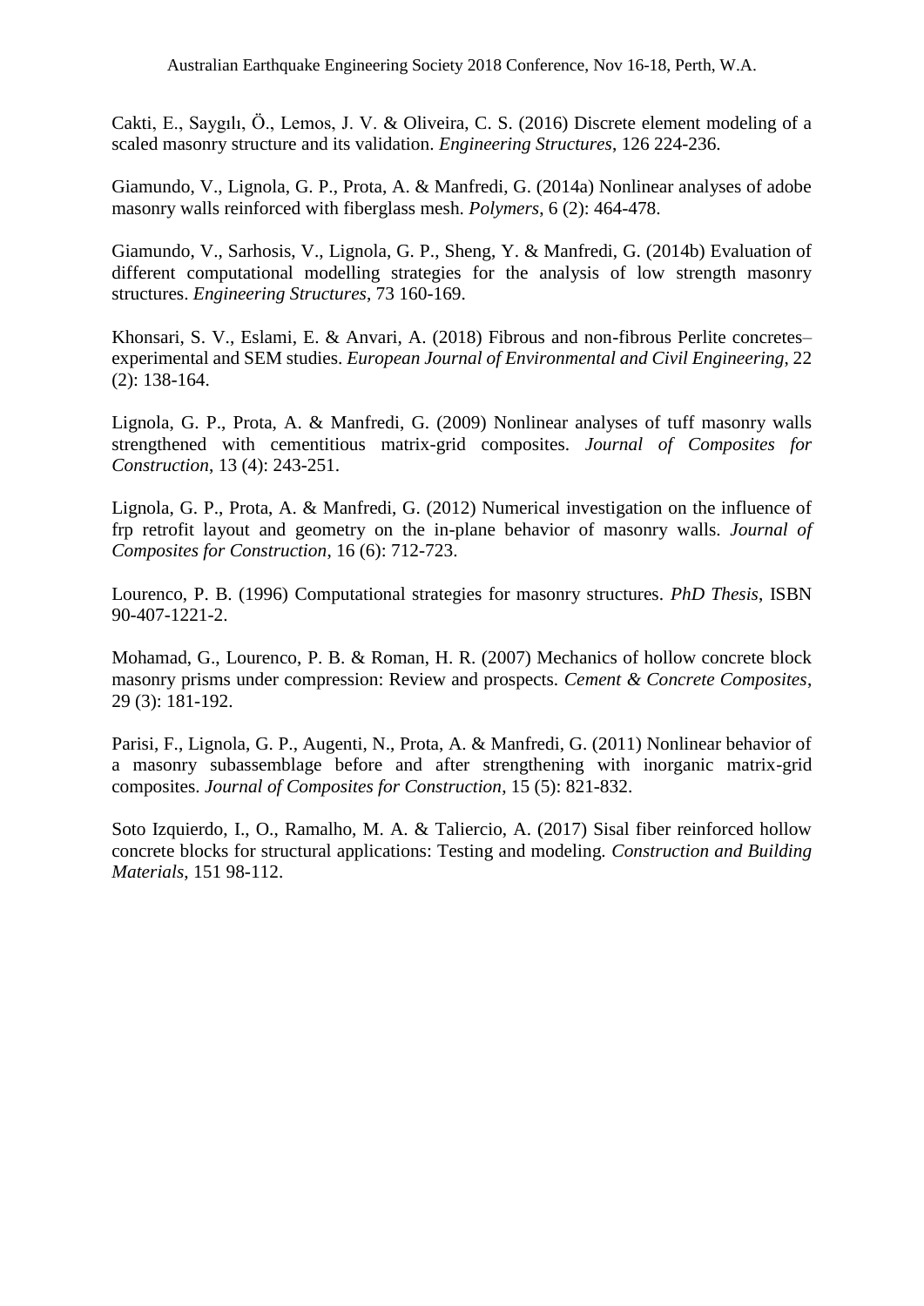Cakti, E., Saygılı, Ö., Lemos, J. V. & Oliveira, C. S. (2016) Discrete element modeling of a scaled masonry structure and its validation. *Engineering Structures*, 126 224-236.

Giamundo, V., Lignola, G. P., Prota, A. & Manfredi, G. (2014a) Nonlinear analyses of adobe masonry walls reinforced with fiberglass mesh. *Polymers*, 6 (2): 464-478.

Giamundo, V., Sarhosis, V., Lignola, G. P., Sheng, Y. & Manfredi, G. (2014b) Evaluation of different computational modelling strategies for the analysis of low strength masonry structures. *Engineering Structures*, 73 160-169.

Khonsari, S. V., Eslami, E. & Anvari, A. (2018) Fibrous and non-fibrous Perlite concretes–experimental and SEM studies. *European Journal of Environmental and Civil Engineering*, 22 (2): 138-164.

Lignola, G. P., Prota, A. & Manfredi, G. (2009) Nonlinear analyses of tuff masonry walls strengthened with cementitious matrix-grid composites. *Journal of Composites for Construction*, 13 (4): 243-251.

Lignola, G. P., Prota, A. & Manfredi, G. (2012) Numerical investigation on the influence of frp retrofit layout and geometry on the in-plane behavior of masonry walls. *Journal of Composites for Construction*, 16 (6): 712-723.

Lourenco, P. B. (1996) Computational strategies for masonry structures. *PhD Thesis*, ISBN 90-407-1221-2.

Mohamad, G., Lourenco, P. B. & Roman, H. R. (2007) Mechanics of hollow concrete block masonry prisms under compression: Review and prospects. *Cement & Concrete Composites*, 29 (3): 181-192.

Parisi, F., Lignola, G. P., Augenti, N., Prota, A. & Manfredi, G. (2011) Nonlinear behavior of a masonry subassemblage before and after strengthening with inorganic matrix-grid composites. *Journal of Composites for Construction*, 15 (5): 821-832.

Soto Izquierdo, I., O., Ramalho, M. A. & Taliercio, A. (2017) Sisal fiber reinforced hollow concrete blocks for structural applications: Testing and modeling. *Construction and Building Materials*, 151 98-112.